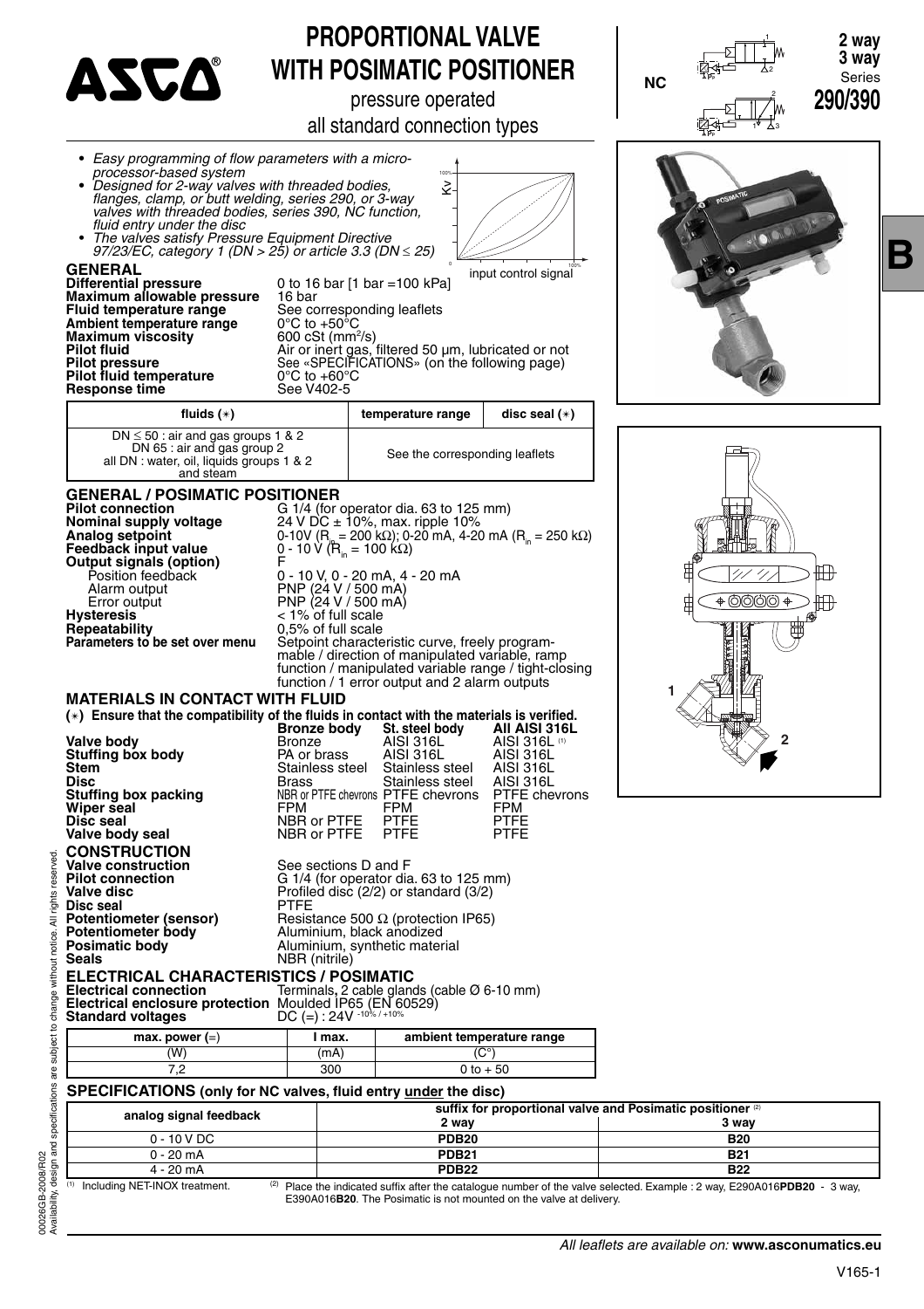# PROPORTIONAL VALVE WITH POSIMATIC POSITIONER

pressure operated

all standard connection types

NC

**2 way**
**3 way**
Series
**290/390**

**B**

- *Easy programming of flow parameters with a micro-processor-based system*
- *Designed for 2-way valves with threaded bodies, flanges, clamp, or butt welding, series 290, or 3-way valves with threaded bodies, series 390, NC function, fluid entry under the disc*
- *The valves satisfy Pressure Equipment Directive 97/23/EC, category 1 (DN > 25) or article 3.3 (DN ≤ 25)*

## GENERAL

| | |
|---|---|
| **Differential pressure** | 0 to 16 bar [1 bar =100 kPa] |
| **Maximum allowable pressure** | 16 bar |
| **Fluid temperature range** | See corresponding leaflets |
| **Ambient temperature range** | 0°C to +50°C |
| **Maximum viscosity** | 600 cSt (mm²/s) |
| **Pilot fluid** | Air or inert gas, filtered 50 µm, lubricated or not |
| **Pilot pressure** | See «SPECIFICATIONS» (on the following page) |
| **Pilot fluid temperature** | 0°C to +60°C |
| **Response time** | See V402-5 |

| fluids (∗) | temperature range | disc seal (∗) |
|---|---|---|
| DN ≤ 50 : air and gas groups 1 & 2<br>DN 65 : air and gas group 2<br>all DN : water, oil, liquids groups 1 & 2 and steam | See the corresponding leaflets | |

## GENERAL / POSIMATIC POSITIONER

| | |
|---|---|
| **Pilot connection** | G 1/4 (for operator dia. 63 to 125 mm) |
| **Nominal supply voltage** | 24 V DC ± 10%, max. ripple 10% |
| **Analog setpoint** | 0-10V ($R_{in}$ = 200 kΩ); 0-20 mA, 4-20 mA ($R_{in}$ = 250 kΩ) |
| **Feedback input value** | 0 - 10 V ($R_{in}$ = 100 kΩ) |
| **Output signals (option)** | F |
| Position feedback | 0 - 10 V, 0 - 20 mA, 4 - 20 mA |
| Alarm output | PNP (24 V / 500 mA) |
| Error output | PNP (24 V / 500 mA) |
| **Hysteresis** | < 1% of full scale |
| **Repeatability** | 0,5% of full scale |
| **Parameters to be set over menu** | Setpoint characteristic curve, freely programmable / direction of manipulated variable, ramp function / manipulated variable range / tight-closing function / 1 error output and 2 alarm outputs |

## MATERIALS IN CONTACT WITH FLUID

**(∗) Ensure that the compatibility of the fluids in contact with the materials is verified.**

| | Bronze body | St. steel body | All AISI 316L |
|---|---|---|---|
| **Valve body** | Bronze | AISI 316L | AISI 316L (1) |
| **Stuffing box body** | PA or brass | AISI 316L | AISI 316L |
| **Stem** | Stainless steel | Stainless steel | AISI 316L |
| **Disc** | Brass | Stainless steel | AISI 316L |
| **Stuffing box packing** | NBR or PTFE chevrons | PTFE chevrons | PTFE chevrons |
| **Wiper seal** | FPM | FPM | FPM |
| **Disc seal** | NBR or PTFE | PTFE | PTFE |
| **Valve body seal** | NBR or PTFE | PTFE | PTFE |

## CONSTRUCTION

| | |
|---|---|
| **Valve construction** | See sections D and F |
| **Pilot connection** | G 1/4 (for operator dia. 63 to 125 mm) |
| **Valve disc** | Profiled disc (2/2) or standard (3/2) |
| **Disc seal** | PTFE |
| **Potentiometer (sensor)** | Resistance 500 Ω (protection IP65) |
| **Potentiometer body** | Aluminium, black anodized |
| **Posimatic body** | Aluminium, synthetic material |
| **Seals** | NBR (nitrile) |

## ELECTRICAL CHARACTERISTICS / POSIMATIC

| | |
|---|---|
| **Electrical connection** | Terminals, 2 cable glands (cable Ø 6-10 mm) |
| **Electrical enclosure protection** | Moulded IP65 (EN 60529) |
| **Standard voltages** | DC (=) : 24V $^{-10\% / +10\%}$ |

| max. power (=) | I max. | ambient temperature range |
|---|---|---|
| (W) | (mA) | (C°) |
| 7,2 | 300 | 0 to + 50 |

## SPECIFICATIONS (only for NC valves, fluid entry under the disc)

| analog signal feedback | suffix for proportional valve and Posimatic positioner (2) | |
|---|---|---|
| | 2 way | 3 way |
| 0 - 10 V DC | **PDB20** | **B20** |
| 0 - 20 mA | **PDB21** | **B21** |
| 4 - 20 mA | **PDB22** | **B22** |

(1) Including NET-INOX treatment.

(2) Place the indicated suffix after the catalogue number of the valve selected. Example : 2 way, E290A016**PDB20** - 3 way, E390A016**B20**. The Posimatic is not mounted on the valve at delivery.

*All leaflets are available on:* **www.asconumatics.eu**

00026GB-2008/R02
Availability, design and specifications are subject to change without notice. All rights reserved.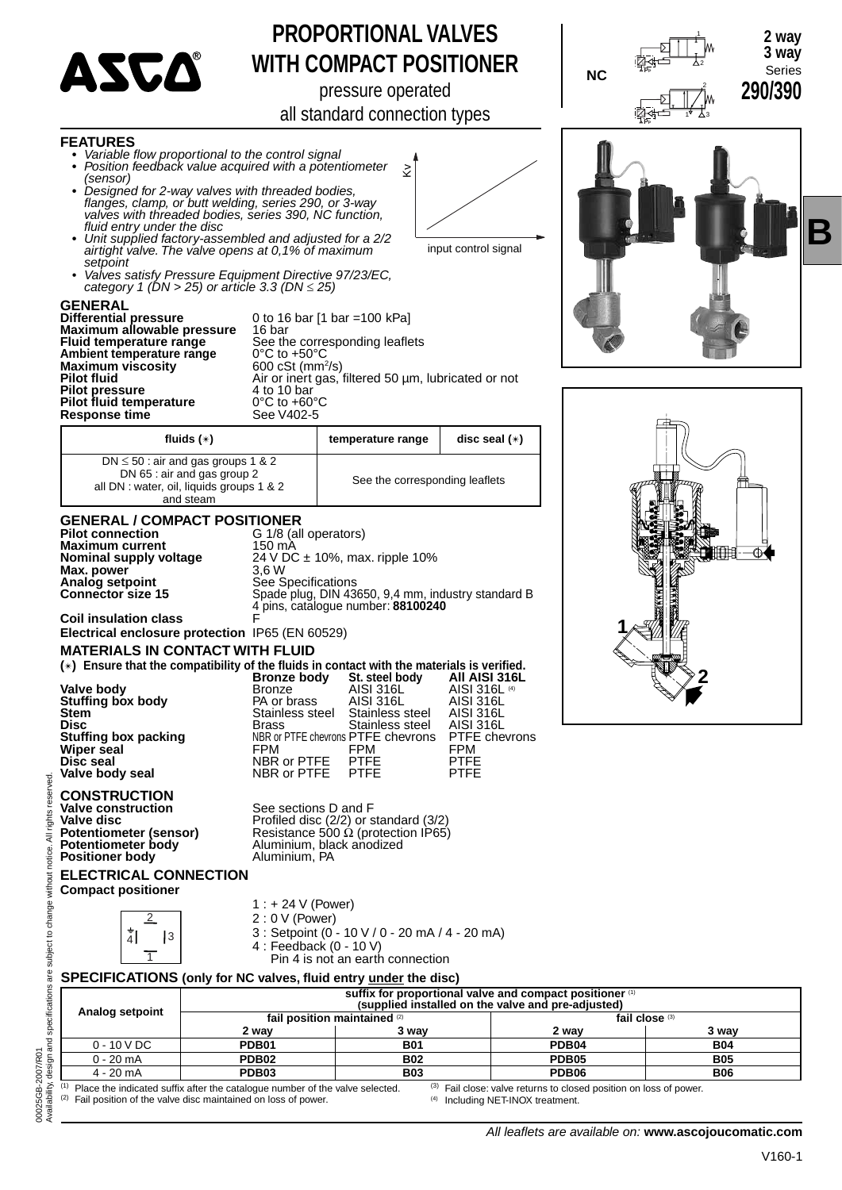# PROPORTIONAL VALVES WITH COMPACT POSITIONER

pressure operated

all standard connection types

NC

**2 way**
**3 way**
Series
**290/390**

**B**

## FEATURES

- *Variable flow proportional to the control signal*
- *Position feedback value acquired with a potentiometer (sensor)*
- *Designed for 2-way valves with threaded bodies, flanges, clamp, or butt welding, series 290, or 3-way valves with threaded bodies, series 390, NC function, fluid entry under the disc*
- *Unit supplied factory-assembled and adjusted for a 2/2 airtight valve. The valve opens at 0,1% of maximum setpoint*
- *Valves satisfy Pressure Equipment Directive 97/23/EC, category 1 (DN > 25) or article 3.3 (DN ≤ 25)*

Kv

input control signal

## GENERAL

| | |
|---|---|
| **Differential pressure** | 0 to 16 bar [1 bar =100 kPa] |
| **Maximum allowable pressure** | 16 bar |
| **Fluid temperature range** | See the corresponding leaflets |
| **Ambient temperature range** | 0°C to +50°C |
| **Maximum viscosity** | 600 cSt (mm²/s) |
| **Pilot fluid** | Air or inert gas, filtered 50 µm, lubricated or not |
| **Pilot pressure** | 4 to 10 bar |
| **Pilot fluid temperature** | 0°C to +60°C |
| **Response time** | See V402-5 |

| fluids (∗) | temperature range | disc seal (∗) |
|---|---|---|
| DN ≤ 50 : air and gas groups 1 & 2<br>DN 65 : air and gas group 2<br>all DN : water, oil, liquids groups 1 & 2 and steam | See the corresponding leaflets | |

## GENERAL / COMPACT POSITIONER

| | |
|---|---|
| **Pilot connection** | G 1/8 (all operators) |
| **Maximum current** | 150 mA |
| **Nominal supply voltage** | 24 V DC ± 10%, max. ripple 10% |
| **Max. power** | 3,6 W |
| **Analog setpoint** | See Specifications |
| **Connector size 15** | Spade plug, DIN 43650, 9,4 mm, industry standard B 4 pins, catalogue number: **88100240** |
| **Coil insulation class** | F |
| **Electrical enclosure protection** | IP65 (EN 60529) |

## MATERIALS IN CONTACT WITH FLUID

**(∗) Ensure that the compatibility of the fluids in contact with the materials is verified.**

| | Bronze body | St. steel body | All AISI 316L |
|---|---|---|---|
| **Valve body** | Bronze | AISI 316L | AISI 316L [(4)] |
| **Stuffing box body** | PA or brass | AISI 316L | AISI 316L |
| **Stem** | Stainless steel | Stainless steel | AISI 316L |
| **Disc** | Brass | Stainless steel | AISI 316L |
| **Stuffing box packing** | NBR or PTFE chevrons | PTFE chevrons | PTFE chevrons |
| **Wiper seal** | FPM | FPM | FPM |
| **Disc seal** | NBR or PTFE | PTFE | PTFE |
| **Valve body seal** | NBR or PTFE | PTFE | PTFE |

## CONSTRUCTION

| | |
|---|---|
| **Valve construction** | See sections D and F |
| **Valve disc** | Profiled disc (2/2) or standard (3/2) |
| **Potentiometer (sensor)** | Resistance 500 Ω (protection IP65) |
| **Potentiometer body** | Aluminium, black anodized |
| **Positioner body** | Aluminium, PA |

## ELECTRICAL CONNECTION

**Compact positioner**

1 : + 24 V (Power)
2 : 0 V (Power)
3 : Setpoint (0 - 10 V / 0 - 20 mA / 4 - 20 mA)
4 : Feedback (0 - 10 V)
Pin 4 is not an earth connection

## SPECIFICATIONS (only for NC valves, fluid entry under the disc)

| Analog setpoint | suffix for proportional valve and compact positioner [(1)] (supplied installed on the valve and pre-adjusted) | | | |
|---|---|---|---|---|
| | fail position maintained [(2)] | | fail close [(3)] | |
| | 2 way | 3 way | 2 way | 3 way |
| 0 - 10 V DC | **PDB01** | **B01** | **PDB04** | **B04** |
| 0 - 20 mA | **PDB02** | **B02** | **PDB05** | **B05** |
| 4 - 20 mA | **PDB03** | **B03** | **PDB06** | **B06** |

(1) Place the indicated suffix after the catalogue number of the valve selected.
(2) Fail position of the valve disc maintained on loss of power.
(3) Fail close: valve returns to closed position on loss of power.
(4) Including NET-INOX treatment.

00025GB-2007/R01
Availability, design and specifications are subject to change without notice. All rights reserved.

*All leaflets are available on:* **www.ascojoucomatic.com**

V160-1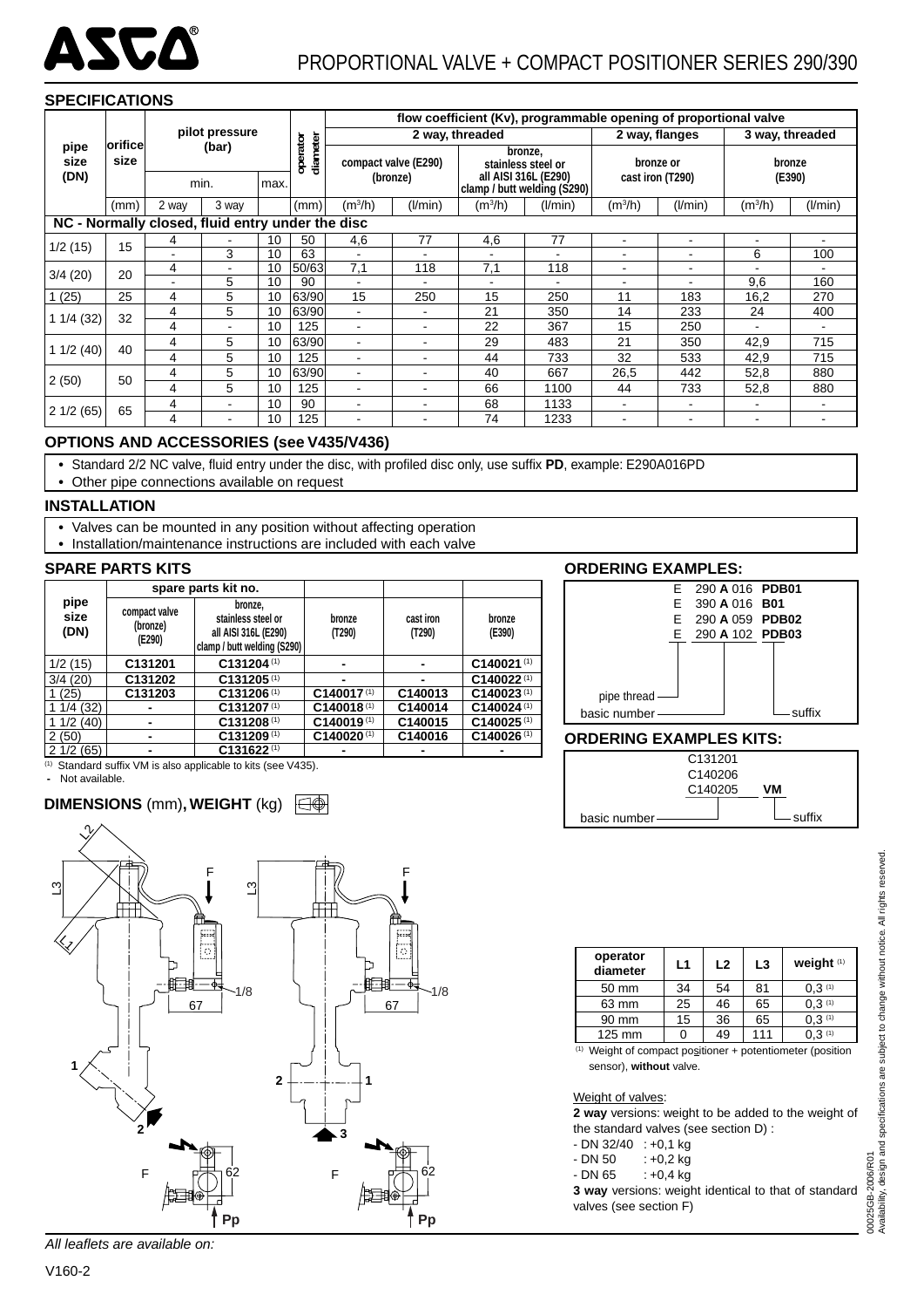# PROPORTIONAL VALVE + COMPACT POSITIONER SERIES 290/390

## SPECIFICATIONS

| pipe size (DN) | orifice size | pilot pressure (bar) | | | operator diameter | flow coefficient (Kv), programmable opening of proportional valve | | | | | | | |
|---|---|---|---|---|---|---|---|---|---|---|---|---|---|
| | | | | | | 2 way, threaded | | | | 2 way, flanges | | 3 way, threaded | |
| | | min. | | max. | | compact valve (E290) (bronze) | | bronze, stainless steel or all AISI 316L (E290) clamp / butt welding (S290) | | bronze or cast iron (T290) | | bronze (E390) | |
| | (mm) | 2 way | 3 way | | (mm) | ($m^3$/h) | (l/min) | ($m^3$/h) | (l/min) | ($m^3$/h) | (l/min) | ($m^3$/h) | (l/min) |
| **NC - Normally closed, fluid entry under the disc** | | | | | | | | | | | | | |
| 1/2 (15) | 15 | 4 | - | 10 | 50 | 4,6 | 77 | 4,6 | 77 | - | - | - | - |
| | | - | 3 | 10 | 63 | - | - | - | - | - | - | 6 | 100 |
| 3/4 (20) | 20 | 4 | - | 10 | 50/63 | 7,1 | 118 | 7,1 | 118 | - | - | - | - |
| | | - | 5 | 10 | 90 | - | - | - | - | - | - | 9,6 | 160 |
| 1 (25) | 25 | 4 | 5 | 10 | 63/90 | 15 | 250 | 15 | 250 | 11 | 183 | 16,2 | 270 |
| 1 1/4 (32) | 32 | 4 | 5 | 10 | 63/90 | - | - | 21 | 350 | 14 | 233 | 24 | 400 |
| | | 4 | - | 10 | 125 | - | - | 22 | 367 | 15 | 250 | - | - |
| 1 1/2 (40) | 40 | 4 | 5 | 10 | 63/90 | - | - | 29 | 483 | 21 | 350 | 42,9 | 715 |
| | | 4 | 5 | 10 | 125 | - | - | 44 | 733 | 32 | 533 | 42,9 | 715 |
| 2 (50) | 50 | 4 | 5 | 10 | 63/90 | - | - | 40 | 667 | 26,5 | 442 | 52,8 | 880 |
| | | 4 | 5 | 10 | 125 | - | - | 66 | 1100 | 44 | 733 | 52,8 | 880 |
| 2 1/2 (65) | 65 | 4 | - | 10 | 90 | - | - | 68 | 1133 | - | - | - | - |
| | | 4 | - | 10 | 125 | - | - | 74 | 1233 | - | - | - | - |

## OPTIONS AND ACCESSORIES (see V435/V436)

- Standard 2/2 NC valve, fluid entry under the disc, with profiled disc only, use suffix **PD**, example: E290A016PD
- Other pipe connections available on request

## INSTALLATION

- Valves can be mounted in any position without affecting operation
- Installation/maintenance instructions are included with each valve

## SPARE PARTS KITS

| pipe size (DN) | spare parts kit no. | | | | |
|---|---|---|---|---|---|
| | compact valve (bronze) (E290) | bronze, stainless steel or all AISI 316L (E290) clamp / butt welding (S290) | bronze (T290) | cast iron (T290) | bronze (E390) |
| 1/2 (15) | C131201 | C131204 [1] | - | - | C140021 [1] |
| 3/4 (20) | C131202 | C131205 [1] | - | - | C140022 [1] |
| 1 (25) | C131203 | C131206 [1] | C140017 [1] | C140013 | C140023 [1] |
| 1 1/4 (32) | - | C131207 [1] | C140018 [1] | C140014 | C140024 [1] |
| 1 1/2 (40) | - | C131208 [1] | C140019 [1] | C140015 | C140025 [1] |
| 2 (50) | - | C131209 [1] | C140020 [1] | C140016 | C140026 [1] |
| 2 1/2 (65) | - | C131622 [1] | - | - | - |

(1) Standard suffix VM is also applicable to kits (see V435).
- Not available.

## ORDERING EXAMPLES:

| pipe thread | basic number | suffix |
|---|---|---|
| E | 290 **A** 016 | **PDB01** |
| E | 390 **A** 016 | **B01** |
| E | 290 **A** 059 | **PDB02** |
| E | 290 **A** 102 | **PDB03** |

## ORDERING EXAMPLES KITS:

| basic number | suffix |
|---|---|
| C131201 | |
| C140206 | |
| C140205 | **VM** |

## DIMENSIONS (mm), WEIGHT (kg)

| operator diameter | L1 | L2 | L3 | weight [1] |
|---|---|---|---|---|
| 50 mm | 34 | 54 | 81 | 0,3 [1] |
| 63 mm | 25 | 46 | 65 | 0,3 [1] |
| 90 mm | 15 | 36 | 65 | 0,3 [1] |
| 125 mm | 0 | 49 | 111 | 0,3 [1] |

(1) Weight of compact positioner + potentiometer (position sensor), **without** valve.

Weight of valves:

**2 way** versions: weight to be added to the weight of the standard valves (see section D) :

- DN 32/40 : +0,1 kg
- DN 50 : +0,2 kg
- DN 65 : +0,4 kg

**3 way** versions: weight identical to that of standard valves (see section F)

*All leaflets are available on:*

00025GB-2006/R01
Availability, design and specifications are subject to change without notice. All rights reserved.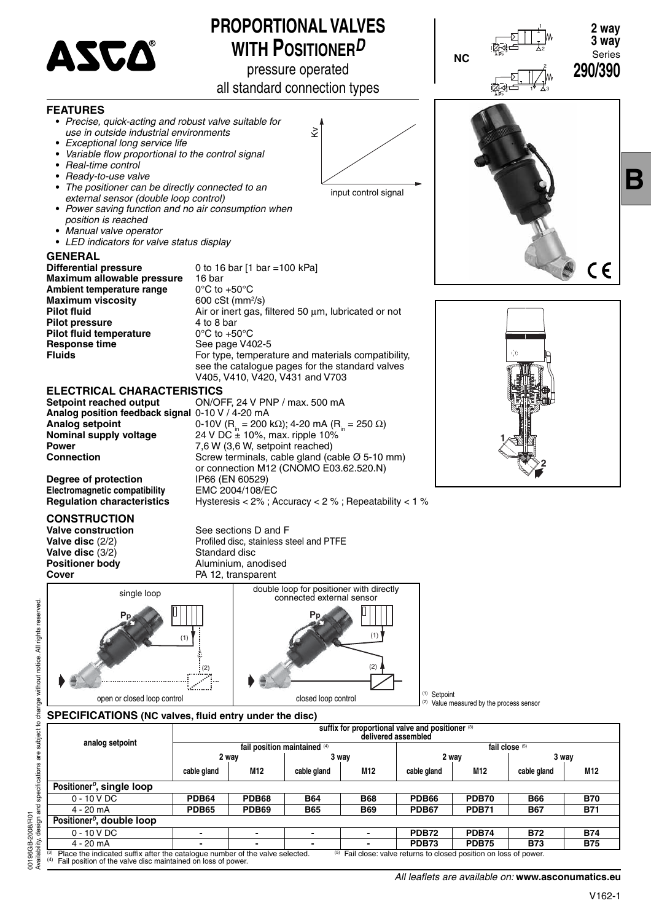# PROPORTIONAL VALVES WITH POSITIONER$^{D}$

pressure operated
all standard connection types

NC

**2 way**
**3 way**
Series
**290/390**

B

## FEATURES

- *Precise, quick-acting and robust valve suitable for use in outside industrial environments*
- *Exceptional long service life*
- *Variable flow proportional to the control signal*
- *Real-time control*
- *Ready-to-use valve*
- *The positioner can be directly connected to an external sensor (double loop control)*
- *Power saving function and no air consumption when position is reached*
- *Manual valve operator*
- *LED indicators for valve status display*

Kv

input control signal

## GENERAL

| | |
|---|---|
| **Differential pressure** | 0 to 16 bar [1 bar =100 kPa] |
| **Maximum allowable pressure** | 16 bar |
| **Ambient temperature range** | 0°C to +50°C |
| **Maximum viscosity** | 600 cSt (mm²/s) |
| **Pilot fluid** | Air or inert gas, filtered 50 µm, lubricated or not |
| **Pilot pressure** | 4 to 8 bar |
| **Pilot fluid temperature** | 0°C to +50°C |
| **Response time** | See page V402-5 |
| **Fluids** | For type, temperature and materials compatibility, see the catalogue pages for the standard valves V405, V410, V420, V431 and V703 |

## ELECTRICAL CHARACTERISTICS

| | |
|---|---|
| **Setpoint reached output** | ON/OFF, 24 V PNP / max. 500 mA |
| **Analog position feedback signal** | 0-10 V / 4-20 mA |
| **Analog setpoint** | 0-10V ($R_{in}$ = 200 kΩ); 4-20 mA ($R_{in}$ = 250 Ω) |
| **Nominal supply voltage** | 24 V DC ± 10%, max. ripple 10% |
| **Power** | 7,6 W (3,6 W, setpoint reached) |
| **Connection** | Screw terminals, cable gland (cable Ø 5-10 mm) or connection M12 (CNOMO E03.62.520.N) |
| **Degree of protection** | IP66 (EN 60529) |
| **Electromagnetic compatibility** | EMC 2004/108/EC |
| **Regulation characteristics** | Hysteresis < 2% ; Accuracy < 2 % ; Repeatability < 1 % |

## CONSTRUCTION

| | |
|---|---|
| **Valve construction** | See sections D and F |
| **Valve disc** (2/2) | Profiled disc, stainless steel and PTFE |
| **Valve disc** (3/2) | Standard disc |
| **Positioner body** | Aluminium, anodised |
| **Cover** | PA 12, transparent |

single loop — open or closed loop control

double loop for positioner with directly connected external sensor — closed loop control

(1) Setpoint
(2) Value measured by the process sensor

## SPECIFICATIONS (NC valves, fluid entry under the disc)

| analog setpoint | suffix for proportional valve and positioner (3) delivered assembled | | | | | | | |
|---|---|---|---|---|---|---|---|---|
| | fail position maintained (4) | | | | fail close (5) | | | |
| | 2 way | | 3 way | | 2 way | | 3 way | |
| | cable gland | M12 | cable gland | M12 | cable gland | M12 | cable gland | M12 |
| **Positioner$^{D}$, single loop** | | | | | | | | |
| 0 - 10 V DC | **PDB64** | **PDB68** | **B64** | **B68** | **PDB66** | **PDB70** | **B66** | **B70** |
| 4 - 20 mA | **PDB65** | **PDB69** | **B65** | **B69** | **PDB67** | **PDB71** | **B67** | **B71** |
| **Positioner$^{D}$, double loop** | | | | | | | | |
| 0 - 10 V DC | - | - | - | - | **PDB72** | **PDB74** | **B72** | **B74** |
| 4 - 20 mA | - | - | - | - | **PDB73** | **PDB75** | **B73** | **B75** |

(3) Place the indicated suffix after the catalogue number of the valve selected.
(4) Fail position of the valve disc maintained on loss of power.
(5) Fail close: valve returns to closed position on loss of power.

*All leaflets are available on:* **www.asconumatics.eu**

00196GB-2008/R01
Availability, design and specifications are subject to change without notice. All rights reserved.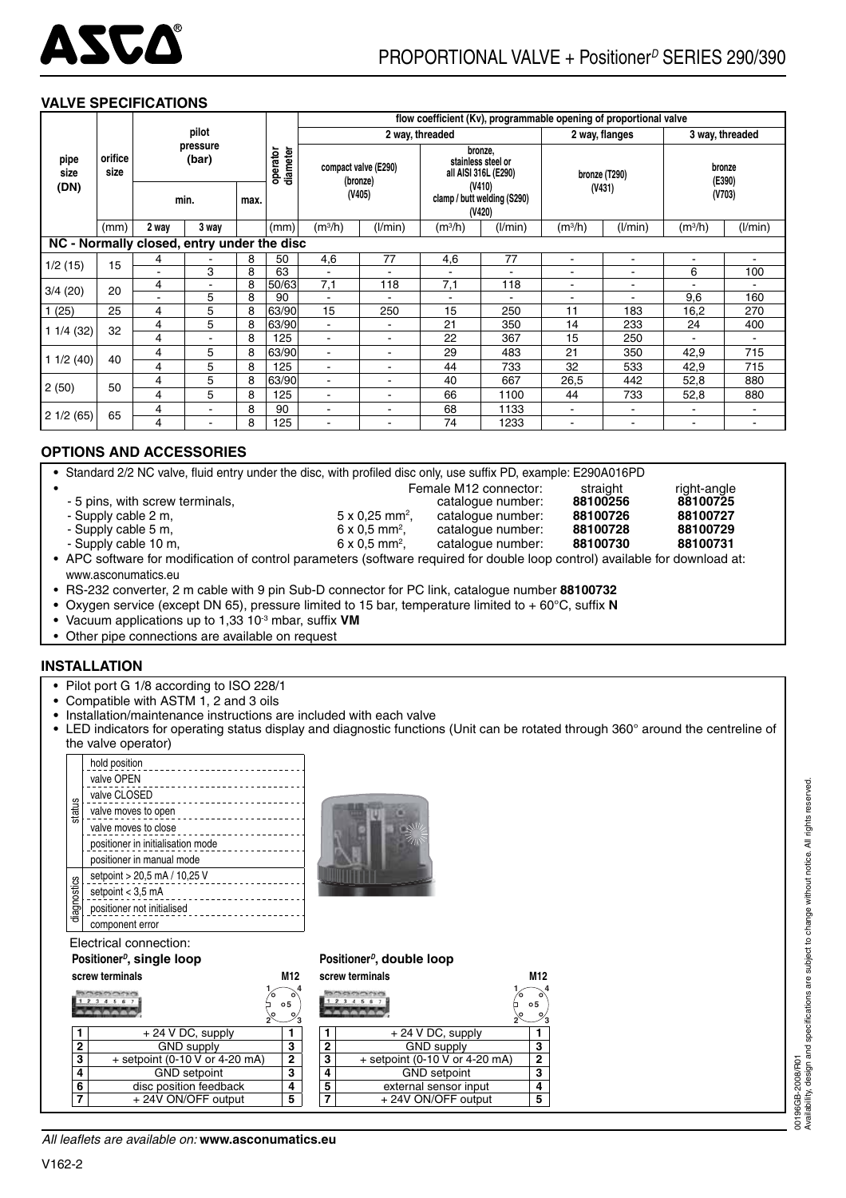# PROPORTIONAL VALVE + Positioner[D] SERIES 290/390

## VALVE SPECIFICATIONS

| pipe size (DN) | orifice size | pilot pressure (bar) | | | operator diameter | flow coefficient (Kv), programmable opening of proportional valve | | | | | | | |
|---|---|---|---|---|---|---|---|---|---|---|---|---|---|
| | | | | | | 2 way, threaded | | | | 2 way, flanges | | 3 way, threaded | |
| | | min. | | max. | | compact valve (E290) (bronze) (V405) | | bronze, stainless steel or all AISI 316L (E290) (V410) clamp / butt welding (S290) (V420) | | bronze (T290) (V431) | | bronze (E390) (V703) | |
| | (mm) | 2 way | 3 way | | (mm) | ($m^3/h$) | (l/min) | ($m^3/h$) | (l/min) | ($m^3/h$) | (l/min) | ($m^3/h$) | (l/min) |
| **NC - Normally closed, entry under the disc** | | | | | | | | | | | | | |
| 1/2 (15) | 15 | 4 | - | 8 | 50 | 4,6 | 77 | 4,6 | 77 | - | - | - | - |
| | | - | 3 | 8 | 63 | - | - | - | - | - | - | 6 | 100 |
| 3/4 (20) | 20 | 4 | - | 8 | 50/63 | 7,1 | 118 | 7,1 | 118 | - | - | - | - |
| | | - | 5 | 8 | 90 | - | - | - | - | - | - | 9,6 | 160 |
| 1 (25) | 25 | 4 | 5 | 8 | 63/90 | 15 | 250 | 15 | 250 | 11 | 183 | 16,2 | 270 |
| 1 1/4 (32) | 32 | 4 | 5 | 8 | 63/90 | - | - | 21 | 350 | 14 | 233 | 24 | 400 |
| | | 4 | - | 8 | 125 | - | - | 22 | 367 | 15 | 250 | - | - |
| 1 1/2 (40) | 40 | 4 | 5 | 8 | 63/90 | - | - | 29 | 483 | 21 | 350 | 42,9 | 715 |
| | | 4 | 5 | 8 | 125 | - | - | 44 | 733 | 32 | 533 | 42,9 | 715 |
| 2 (50) | 50 | 4 | 5 | 8 | 63/90 | - | - | 40 | 667 | 26,5 | 442 | 52,8 | 880 |
| | | 4 | 5 | 8 | 125 | - | - | 66 | 1100 | 44 | 733 | 52,8 | 880 |
| 2 1/2 (65) | 65 | 4 | - | 8 | 90 | - | - | 68 | 1133 | - | - | - | - |
| | | 4 | - | 8 | 125 | - | - | 74 | 1233 | - | - | - | - |

## OPTIONS AND ACCESSORIES

- Standard 2/2 NC valve, fluid entry under the disc, with profiled disc only, use suffix PD, example: E290A016PD
- Female M12 connector:

| | | | straight | right-angle |
|---|---|---|---|---|
| - 5 pins, with screw terminals, | | catalogue number: | **88100256** | **88100725** |
| - Supply cable 2 m, | 5 x 0,25 mm², | catalogue number: | **88100726** | **88100727** |
| - Supply cable 5 m, | 6 x 0,5 mm², | catalogue number: | **88100728** | **88100729** |
| - Supply cable 10 m, | 6 x 0,5 mm², | catalogue number: | **88100730** | **88100731** |

- APC software for modification of control parameters (software required for double loop control) available for download at: www.asconumatics.eu
- RS-232 converter, 2 m cable with 9 pin Sub-D connector for PC link, catalogue number **88100732**
- Oxygen service (except DN 65), pressure limited to 15 bar, temperature limited to + 60°C, suffix **N**
- Vacuum applications up to 1,33 $10^{-3}$ mbar, suffix **VM**
- Other pipe connections are available on request

## INSTALLATION

- Pilot port G 1/8 according to ISO 228/1
- Compatible with ASTM 1, 2 and 3 oils
- Installation/maintenance instructions are included with each valve
- LED indicators for operating status display and diagnostic functions (Unit can be rotated through 360° around the centreline of the valve operator)

| | |
|---|---|
| status | hold position |
| | valve OPEN |
| | valve CLOSED |
| | valve moves to open |
| | valve moves to close |
| | positioner in initialisation mode |
| | positioner in manual mode |
| diagnostics | setpoint > 20,5 mA / 10,25 V |
| | setpoint < 3,5 mA |
| | positioner not initialised |
| | component error |

Electrical connection:

**Positioner[D], single loop**

| screw terminals | | M12 |
|---|---|---|
| 1 | + 24 V DC, supply | 1 |
| 2 | GND supply | 3 |
| 3 | + setpoint (0-10 V or 4-20 mA) | 2 |
| 4 | GND setpoint | 3 |
| 6 | disc position feedback | 4 |
| 7 | + 24V ON/OFF output | 5 |

**Positioner[D], double loop**

| screw terminals | | M12 |
|---|---|---|
| 1 | + 24 V DC, supply | 1 |
| 2 | GND supply | 3 |
| 3 | + setpoint (0-10 V or 4-20 mA) | 2 |
| 4 | GND setpoint | 3 |
| 5 | external sensor input | 4 |
| 7 | + 24V ON/OFF output | 5 |

*All leaflets are available on:* **www.asconumatics.eu**

V162-2

00196GB-2008/R01
Availability, design and specifications are subject to change without notice. All rights reserved.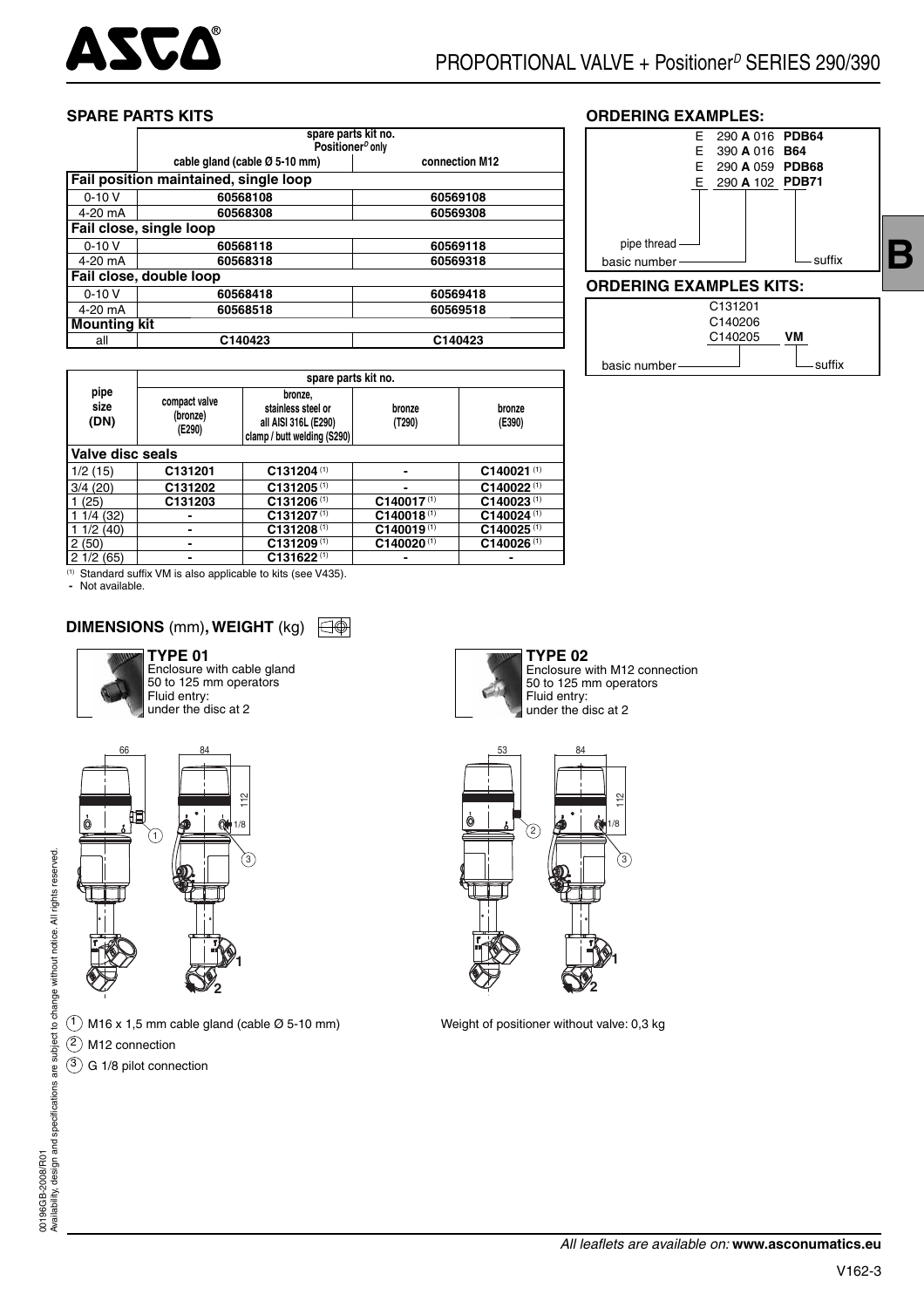## SPARE PARTS KITS

| | spare parts kit no. Positioner$^D$ only | |
|---|---|---|
| | cable gland (cable Ø 5-10 mm) | connection M12 |
| **Fail position maintained, single loop** | | |
| 0-10 V | 60568108 | 60569108 |
| 4-20 mA | 60568308 | 60569308 |
| **Fail close, single loop** | | |
| 0-10 V | 60568118 | 60569118 |
| 4-20 mA | 60568318 | 60569318 |
| **Fail close, double loop** | | |
| 0-10 V | 60568418 | 60569418 |
| 4-20 mA | 60568518 | 60569518 |
| **Mounting kit** | | |
| all | C140423 | C140423 |

| pipe size (DN) | spare parts kit no. | | | |
|---|---|---|---|---|
| | compact valve (bronze) (E290) | bronze, stainless steel or all AISI 316L (E290) clamp / butt welding (S290) | bronze (T290) | bronze (E390) |
| **Valve disc seals** | | | | |
| 1/2 (15) | C131201 | C131204 (1) | - | C140021 (1) |
| 3/4 (20) | C131202 | C131205 (1) | - | C140022 (1) |
| 1 (25) | C131203 | C131206 (1) | C140017 (1) | C140023 (1) |
| 1 1/4 (32) | - | C131207 (1) | C140018 (1) | C140024 (1) |
| 1 1/2 (40) | - | C131208 (1) | C140019 (1) | C140025 (1) |
| 2 (50) | - | C131209 (1) | C140020 (1) | C140026 (1) |
| 2 1/2 (65) | - | C131622 (1) | - | - |

(1) Standard suffix VM is also applicable to kits (see V435).
- Not available.

## ORDERING EXAMPLES:

```
E  290 A 016  PDB64
E  390 A 016  B64
E  290 A 059  PDB68
E  290 A 102  PDB71
```

pipe thread — basic number — suffix

## ORDERING EXAMPLES KITS:

```
C131201
C140206
C140205   VM
```

basic number — suffix

## DIMENSIONS (mm), WEIGHT (kg)

**TYPE 01**
Enclosure with cable gland
50 to 125 mm operators
Fluid entry:
under the disc at 2

**TYPE 02**
Enclosure with M12 connection
50 to 125 mm operators
Fluid entry:
under the disc at 2

(1) M16 x 1,5 mm cable gland (cable Ø 5-10 mm)
(2) M12 connection
(3) G 1/8 pilot connection

Weight of positioner without valve: 0,3 kg

00196GB-2008/R01
Availability, design and specifications are subject to change without notice. All rights reserved.

*All leaflets are available on:* **www.asconumatics.eu**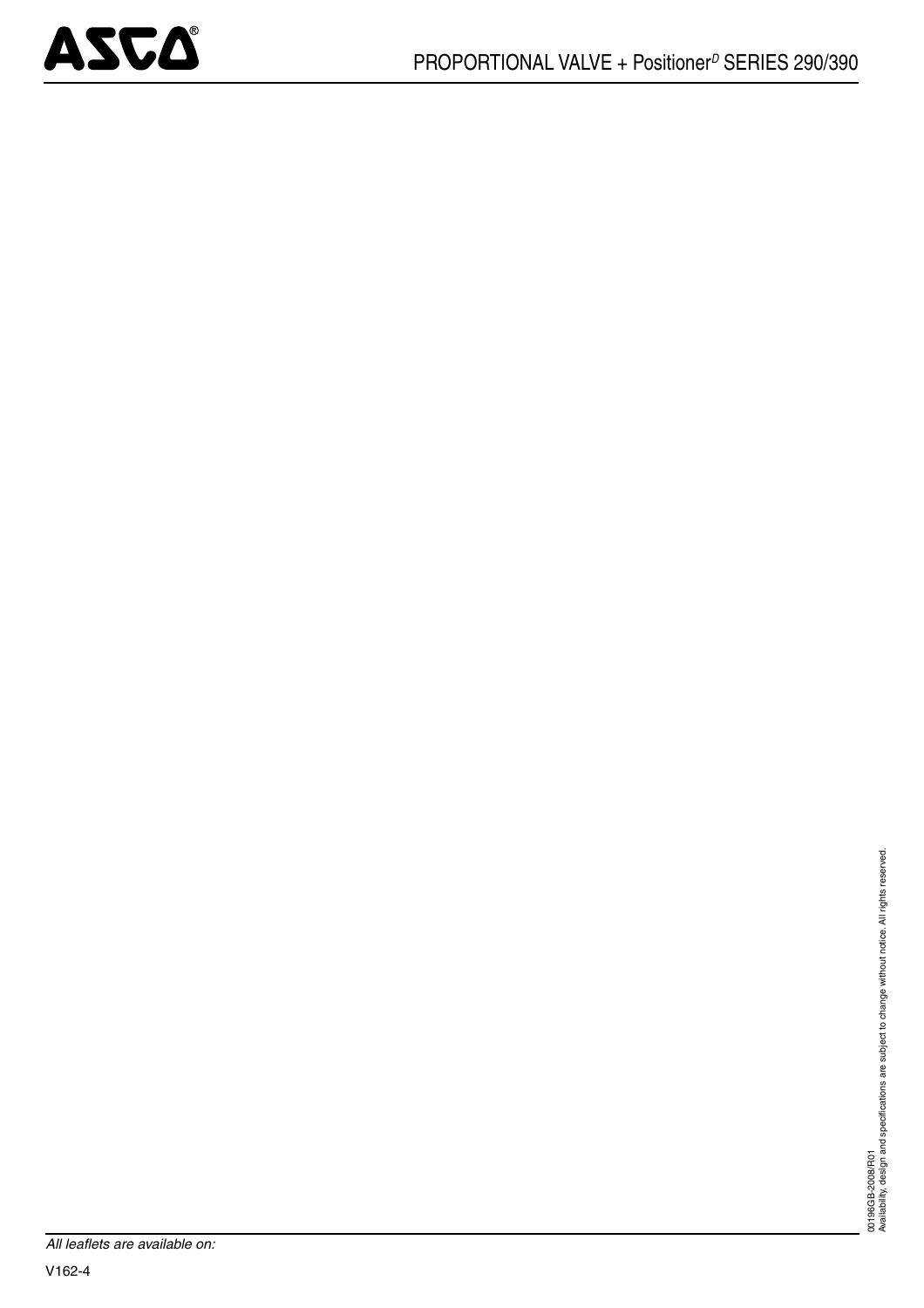All leaflets are available on:

V162-4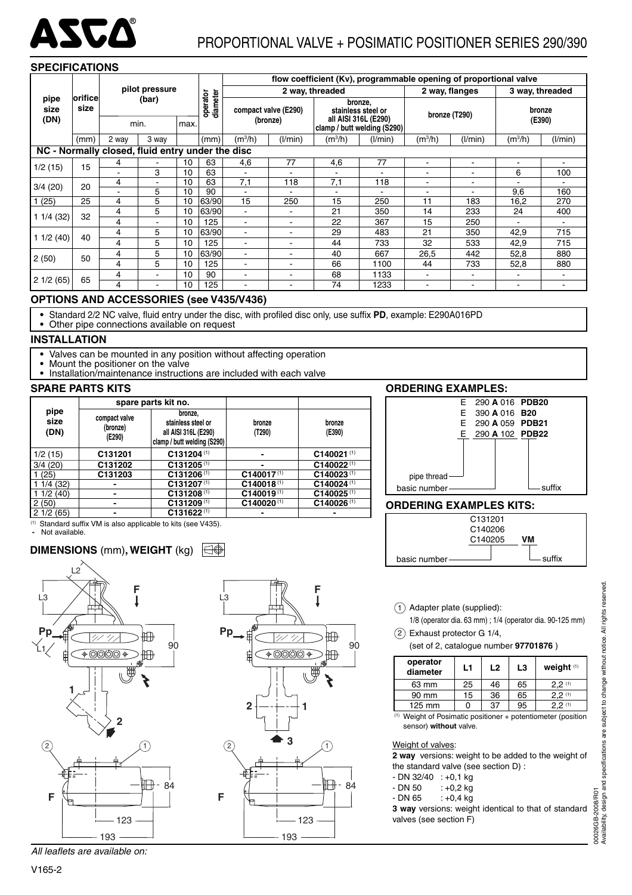# PROPORTIONAL VALVE + POSIMATIC POSITIONER SERIES 290/390

## SPECIFICATIONS

| pipe size (DN) | orifice size | pilot pressure (bar) | | | operator diameter | flow coefficient (Kv), programmable opening of proportional valve | | | | | | | |
|---|---|---|---|---|---|---|---|---|---|---|---|---|---|
| | | | | | | 2 way, threaded | | | | 2 way, flanges | | 3 way, threaded | |
| | | | | | | compact valve (E290) (bronze) | | bronze, stainless steel or all AISI 316L (E290) clamp / butt welding (S290) | | bronze (T290) | | bronze (E390) | |
| | | min. | | max. | | | | | | | | | |
| | (mm) | 2 way | 3 way | | (mm) | (m³/h) | (l/min) | (m³/h) | (l/min) | (m³/h) | (l/min) | (m³/h) | (l/min) |
| **NC - Normally closed, fluid entry under the disc** | | | | | | | | | | | | | |
| 1/2 (15) | 15 | 4 | - | 10 | 63 | 4,6 | 77 | 4,6 | 77 | - | - | - | - |
| | | - | 3 | 10 | 63 | - | - | - | - | - | - | 6 | 100 |
| 3/4 (20) | 20 | 4 | - | 10 | 63 | 7,1 | 118 | 7,1 | 118 | - | - | - | - |
| | | - | 5 | 10 | 90 | - | - | - | - | - | - | 9,6 | 160 |
| 1 (25) | 25 | 4 | 5 | 10 | 63/90 | 15 | 250 | 15 | 250 | 11 | 183 | 16,2 | 270 |
| 1 1/4 (32) | 32 | 4 | 5 | 10 | 63/90 | - | - | 21 | 350 | 14 | 233 | 24 | 400 |
| | | 4 | - | 10 | 125 | - | - | 22 | 367 | 15 | 250 | - | - |
| 1 1/2 (40) | 40 | 4 | 5 | 10 | 63/90 | - | - | 29 | 483 | 21 | 350 | 42,9 | 715 |
| | | 4 | 5 | 10 | 125 | - | - | 44 | 733 | 32 | 533 | 42,9 | 715 |
| 2 (50) | 50 | 4 | 5 | 10 | 63/90 | - | - | 40 | 667 | 26,5 | 442 | 52,8 | 880 |
| | | 4 | 5 | 10 | 125 | - | - | 66 | 1100 | 44 | 733 | 52,8 | 880 |
| 2 1/2 (65) | 65 | 4 | - | 10 | 90 | - | - | 68 | 1133 | - | - | - | - |
| | | 4 | - | 10 | 125 | - | - | 74 | 1233 | - | - | - | - |

## OPTIONS AND ACCESSORIES (see V435/V436)

- Standard 2/2 NC valve, fluid entry under the disc, with profiled disc only, use suffix **PD**, example: E290A016PD
- Other pipe connections available on request

## INSTALLATION

- Valves can be mounted in any position without affecting operation
- Mount the positioner on the valve
- Installation/maintenance instructions are included with each valve

## SPARE PARTS KITS

| pipe size (DN) | spare parts kit no. | | | |
|---|---|---|---|---|
| | compact valve (bronze) (E290) | bronze, stainless steel or all AISI 316L (E290) clamp / butt welding (S290) | bronze (T290) | bronze (E390) |
| 1/2 (15) | C131201 | C131204 (1) | - | C140021 (1) |
| 3/4 (20) | C131202 | C131205 (1) | - | C140022 (1) |
| 1 (25) | C131203 | C131206 (1) | C140017 (1) | C140023 (1) |
| 1 1/4 (32) | - | C131207 (1) | C140018 (1) | C140024 (1) |
| 1 1/2 (40) | - | C131208 (1) | C140019 (1) | C140025 (1) |
| 2 (50) | - | C131209 (1) | C140020 (1) | C140026 (1) |
| 2 1/2 (65) | - | C131622 (1) | - | - |

(1) Standard suffix VM is also applicable to kits (see V435).
- Not available.

## ORDERING EXAMPLES:

E 290 **A** 016 **PDB20**
E 390 **A** 016 **B20**
E 290 **A** 059 **PDB21**
E 290 **A** 102 **PDB22**

pipe thread — basic number — suffix

## ORDERING EXAMPLES KITS:

C131201
C140206
C140205 **VM**

basic number — suffix

## DIMENSIONS (mm), WEIGHT (kg)

L2
L3
F
Pp
L1
90
1
2
84
123
193

L3
F
Pp
90
2
1
3
84
123
193

(1) Adapter plate (supplied):
1/8 (operator dia. 63 mm) ; 1/4 (operator dia. 90-125 mm)

(2) Exhaust protector G 1/4,
(set of 2, catalogue number **97701876** )

| operator diameter | L1 | L2 | L3 | weight (1) |
|---|---|---|---|---|
| 63 mm | 25 | 46 | 65 | 2,2 (1) |
| 90 mm | 15 | 36 | 65 | 2,2 (1) |
| 125 mm | 0 | 37 | 95 | 2,2 (1) |

(1) Weight of Posimatic positioner + potentiometer (position sensor) **without** valve.

Weight of valves:

**2 way** versions: weight to be added to the weight of the standard valve (see section D) :

- DN 32/40 : +0,1 kg
- DN 50 : +0,2 kg
- DN 65 : +0,4 kg

**3 way** versions: weight identical to that of standard valves (see section F)

00026GB-2008/R01
Availability, design and specifications are subject to change without notice. All rights reserved.

*All leaflets are available on:*

V165-2